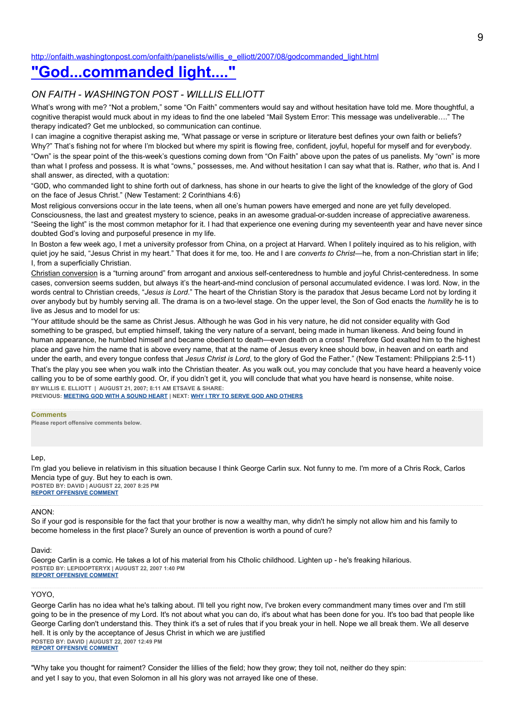http://onfaith.washingtonpost.com/onfaith/panelists/willis_e_elliott/2007/08/godcommanded_light.html

# "God...commanded light...."

## *ON FAITH - WASHINGTON POST - WILLLIS ELLIOTT*

What's wrong with me? "Not a problem," some "On Faith" commenters would say and without hesitation have told me. More thoughtful, a cognitive therapist would muck about in my ideas to find the one labeled "Mail System Error: This message was undeliverable…." The therapy indicated? Get me unblocked, so communication can continue.

I can imagine a cognitive therapist asking me, "What passage or verse in scripture or literature best defines your own faith or beliefs? Why?" That's fishing not for where I'm blocked but where my spirit is flowing free, confident, joyful, hopeful for myself and for everybody.

"Own" is the spear point of the this-week's questions coming down from "On Faith" above upon the pates of us panelists. My "own" is more than what I profess and possess. It is what "owns," possesses, me. And without hesitation I can say what that is. Rather, *who* that is. And I shall answer, as directed, with a quotation:

"G0D, who commanded light to shine forth out of darkness, has shone in our hearts to give the light of the knowledge of the glory of God on the face of Jesus Christ." (New Testament: 2 Corinthians 4:6)

Most religious conversions occur in the late teens, when all one's human powers have emerged and none are yet fully developed. Consciousness, the last and greatest mystery to science, peaks in an awesome gradual-or-sudden increase of appreciative awareness. "Seeing the light" is the most common metaphor for it. I had that experience one evening during my seventeenth year and have never since doubted God's loving and purposeful presence in my life.

In Boston a few week ago, I met a university professor from China, on a project at Harvard. When I politely inquired as to his religion, with quiet joy he said, "Jesus Christ in my heart." That does it for me, too. He and I are *converts to Christ*—he, from a non-Christian start in life; I, from a superficially Christian.

Christian conversion is a "turning around" from arrogant and anxious self-centeredness to humble and joyful Christ-centeredness. In some cases, conversion seems sudden, but always it's the heart-and-mind conclusion of personal accumulated evidence. I was lord. Now, in the words central to Christian creeds, "*Jesus is Lord*." The heart of the Christian Story is the paradox that Jesus became Lord not by lording it over anybody but by humbly serving all. The drama is on a two-level stage. On the upper level, the Son of God enacts the *humility* he is to live as Jesus and to model for us:

"Your attitude should be the same as Christ Jesus. Although he was God in his very nature, he did not consider equality with God something to be grasped, but emptied himself, taking the very nature of a servant, being made in human likeness. And being found in human appearance, he humbled himself and became obedient to death—even death on a cross! Therefore God exalted him to the highest place and gave him the name that is above every name, that at the name of Jesus every knee should bow, in heaven and on earth and under the earth, and every tongue confess that *Jesus Christ is Lord*, to the glory of God the Father." (New Testament: Philippians 2:5-11)

That's the play you see when you walk into the Christian theater. As you walk out, you may conclude that you have heard a heavenly voice calling you to be of some earthly good. Or, if you didn't get it, you will conclude that what you have heard is nonsense, white noise.

**BY WILLIS E. ELLIOTT | AUGUST 21, 2007; 8:11 AM ETSAVE & SHARE:**

**PREVIOUS: MEETING GOD WITH A SOUND HEART | NEXT: WHY I TRY TO SERVE GOD AND OTHERS**

**Comments**

**Please report offensive comments below.**

Lep,

I'm glad you believe in relativism in this situation because I think George Carlin sux. Not funny to me. I'm more of a Chris Rock, Carlos Mencia type of guy. But hey to each is own.

**POSTED BY: DAVID | AUGUST 22, 2007 8:25 PM**

**REPORT OFFENSIVE COMMENT**

ANON:

So if your god is responsible for the fact that your brother is now a wealthy man, why didn't he simply not allow him and his family to become homeless in the first place? Surely an ounce of prevention is worth a pound of cure?

David:

George Carlin is a comic. He takes a lot of his material from his Ctholic childhood. Lighten up - he's freaking hilarious.

**POSTED BY: LEPIDOPTERYX | AUGUST 22, 2007 1:40 PM**

**REPORT OFFENSIVE COMMENT**

YOYO,

George Carlin has no idea what he's talking about. I'll tell you right now, I've broken every commandment many times over and I'm still going to be in the presence of my Lord. It's not about what you can do, it's about what has been done for you. It's too bad that people like George Carling don't understand this. They think it's a set of rules that if you break your in hell. Nope we all break them. We all deserve hell. It is only by the acceptance of Jesus Christ in which we are justified

**POSTED BY: DAVID | AUGUST 22, 2007 12:49 PM**

**REPORT OFFENSIVE COMMENT**

"Why take you thought for raiment? Consider the lillies of the field; how they grow; they toil not, neither do they spin:
and yet I say to you, that even Solomon in all his glory was not arrayed like one of these.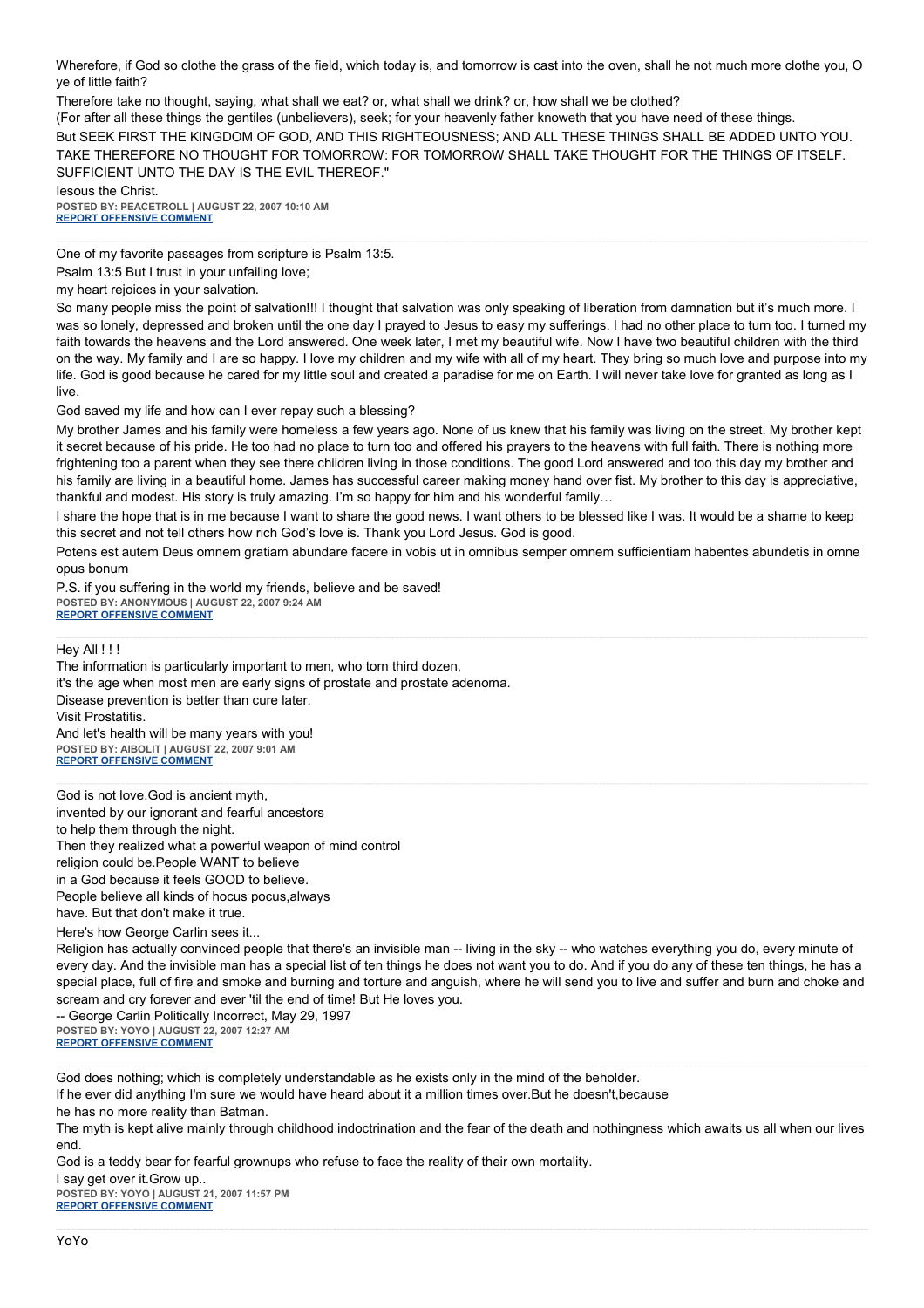Wherefore, if God so clothe the grass of the field, which today is, and tomorrow is cast into the oven, shall he not much more clothe you, O ye of little faith?

Therefore take no thought, saying, what shall we eat? or, what shall we drink? or, how shall we be clothed?

(For after all these things the gentiles (unbelievers), seek; for your heavenly father knoweth that you have need of these things.

But SEEK FIRST THE KINGDOM OF GOD, AND THIS RIGHTEOUSNESS; AND ALL THESE THINGS SHALL BE ADDED UNTO YOU. TAKE THEREFORE NO THOUGHT FOR TOMORROW: FOR TOMORROW SHALL TAKE THOUGHT FOR THE THINGS OF ITSELF. SUFFICIENT UNTO THE DAY IS THE EVIL THEREOF."

Iesous the Christ.

**POSTED BY: PEACETROLL | AUGUST 22, 2007 10:10 AM**
**REPORT OFFENSIVE COMMENT**

---

One of my favorite passages from scripture is Psalm 13:5.

Psalm 13:5 But I trust in your unfailing love;

my heart rejoices in your salvation.

So many people miss the point of salvation!!! I thought that salvation was only speaking of liberation from damnation but it's much more. I was so lonely, depressed and broken until the one day I prayed to Jesus to easy my sufferings. I had no other place to turn too. I turned my faith towards the heavens and the Lord answered. One week later, I met my beautiful wife. Now I have two beautiful children with the third on the way. My family and I are so happy. I love my children and my wife with all of my heart. They bring so much love and purpose into my life. God is good because he cared for my little soul and created a paradise for me on Earth. I will never take love for granted as long as I live.

God saved my life and how can I ever repay such a blessing?

My brother James and his family were homeless a few years ago. None of us knew that his family was living on the street. My brother kept it secret because of his pride. He too had no place to turn too and offered his prayers to the heavens with full faith. There is nothing more frightening too a parent when they see there children living in those conditions. The good Lord answered and too this day my brother and his family are living in a beautiful home. James has successful career making money hand over fist. My brother to this day is appreciative, thankful and modest. His story is truly amazing. I'm so happy for him and his wonderful family…

I share the hope that is in me because I want to share the good news. I want others to be blessed like I was. It would be a shame to keep this secret and not tell others how rich God's love is. Thank you Lord Jesus. God is good.

Potens est autem Deus omnem gratiam abundare facere in vobis ut in omnibus semper omnem sufficientiam habentes abundetis in omne opus bonum

P.S. if you suffering in the world my friends, believe and be saved!

**POSTED BY: ANONYMOUS | AUGUST 22, 2007 9:24 AM**
**REPORT OFFENSIVE COMMENT**

---

Hey All ! ! !

The information is particularly important to men, who torn third dozen,

it's the age when most men are early signs of prostate and prostate adenoma.

Disease prevention is better than cure later.

Visit Prostatitis.

And let's health will be many years with you!

**POSTED BY: AIBOLIT | AUGUST 22, 2007 9:01 AM**
**REPORT OFFENSIVE COMMENT**

---

God is not love.God is ancient myth,
invented by our ignorant and fearful ancestors
to help them through the night.
Then they realized what a powerful weapon of mind control
religion could be.People WANT to believe
in a God because it feels GOOD to believe.
People believe all kinds of hocus pocus,always
have. But that don't make it true.

Here's how George Carlin sees it...

Religion has actually convinced people that there's an invisible man -- living in the sky -- who watches everything you do, every minute of every day. And the invisible man has a special list of ten things he does not want you to do. And if you do any of these ten things, he has a special place, full of fire and smoke and burning and torture and anguish, where he will send you to live and suffer and burn and choke and scream and cry forever and ever 'til the end of time! But He loves you.

-- George Carlin Politically Incorrect, May 29, 1997

**POSTED BY: YOYO | AUGUST 22, 2007 12:27 AM**
**REPORT OFFENSIVE COMMENT**

---

God does nothing; which is completely understandable as he exists only in the mind of the beholder.

If he ever did anything I'm sure we would have heard about it a million times over.But he doesn't,because
he has no more reality than Batman.

The myth is kept alive mainly through childhood indoctrination and the fear of the death and nothingness which awaits us all when our lives end.

God is a teddy bear for fearful grownups who refuse to face the reality of their own mortality.

I say get over it.Grow up..

**POSTED BY: YOYO | AUGUST 21, 2007 11:57 PM**
**REPORT OFFENSIVE COMMENT**

---

YoYo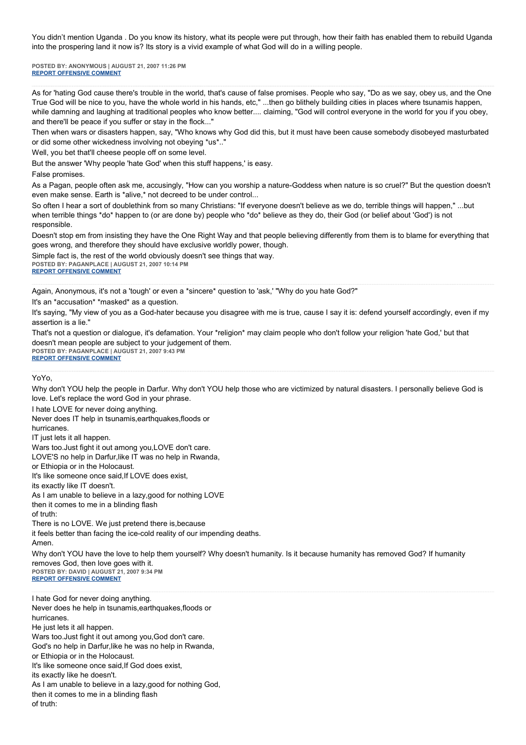You didn't mention Uganda . Do you know its history, what its people were put through, how their faith has enabled them to rebuild Uganda into the prospering land it now is? Its story is a vivid example of what God will do in a willing people.

**POSTED BY: ANONYMOUS | AUGUST 21, 2007 11:26 PM**
**REPORT OFFENSIVE COMMENT**

---

As for 'hating God cause there's trouble in the world, that's cause of false promises. People who say, "Do as we say, obey us, and the One True God will be nice to you, have the whole world in his hands, etc," ...then go blithely building cities in places where tsunamis happen, while damning and laughing at traditional peoples who know better.... claiming, "God will control everyone in the world for you if you obey, and there'll be peace if you suffer or stay in the flock..."

Then when wars or disasters happen, say, "Who knows why God did this, but it must have been cause somebody disobeyed masturbated or did some other wickedness involving not obeying *us*.."

Well, you bet that'll cheese people off on some level.

But the answer 'Why people 'hate God' when this stuff happens,' is easy.

False promises.

As a Pagan, people often ask me, accusingly, "How can you worship a nature-Goddess when nature is so cruel?" But the question doesn't even make sense. Earth is *alive,* not decreed to be under control...

So often I hear a sort of doublethink from so many Christians: "If everyone doesn't believe as we do, terrible things will happen," ...but when terrible things *do* happen to (or are done by) people who *do* believe as they do, their God (or belief about 'God') is not responsible.

Doesn't stop em from insisting they have the One Right Way and that people believing differently from them is to blame for everything that goes wrong, and therefore they should have exclusive worldly power, though.

Simple fact is, the rest of the world obviously doesn't see things that way.

**POSTED BY: PAGANPLACE | AUGUST 21, 2007 10:14 PM**
**REPORT OFFENSIVE COMMENT**

---

Again, Anonymous, it's not a 'tough' or even a *sincere* question to 'ask,' "Why do you hate God?"

It's an *accusation* *masked* as a question.

It's saying, "My view of you as a God-hater because you disagree with me is true, cause I say it is: defend yourself accordingly, even if my assertion is a lie."

That's not a question or dialogue, it's defamation. Your *religion* may claim people who don't follow your religion 'hate God,' but that doesn't mean people are subject to your judgement of them.

**POSTED BY: PAGANPLACE | AUGUST 21, 2007 9:43 PM**
**REPORT OFFENSIVE COMMENT**

---

YoYo,

Why don't YOU help the people in Darfur. Why don't YOU help those who are victimized by natural disasters. I personally believe God is love. Let's replace the word God in your phrase.

I hate LOVE for never doing anything.
Never does IT help in tsunamis,earthquakes,floods or
hurricanes.
IT just lets it all happen.
Wars too.Just fight it out among you,LOVE don't care.
LOVE'S no help in Darfur,like IT was no help in Rwanda,
or Ethiopia or in the Holocaust.
It's like someone once said,If LOVE does exist,
its exactly like IT doesn't.
As I am unable to believe in a lazy,good for nothing LOVE
then it comes to me in a blinding flash
of truth:
There is no LOVE. We just pretend there is,because
it feels better than facing the ice-cold reality of our impending deaths.
Amen.

Why don't YOU have the love to help them yourself? Why doesn't humanity. Is it because humanity has removed God? If humanity removes God, then love goes with it.

**POSTED BY: DAVID | AUGUST 21, 2007 9:34 PM**
**REPORT OFFENSIVE COMMENT**

---

I hate God for never doing anything.
Never does he help in tsunamis,earthquakes,floods or
hurricanes.
He just lets it all happen.
Wars too.Just fight it out among you,God don't care.
God's no help in Darfur,like he was no help in Rwanda,
or Ethiopia or in the Holocaust.
It's like someone once said,If God does exist,
its exactly like he doesn't.
As I am unable to believe in a lazy,good for nothing God,
then it comes to me in a blinding flash
of truth: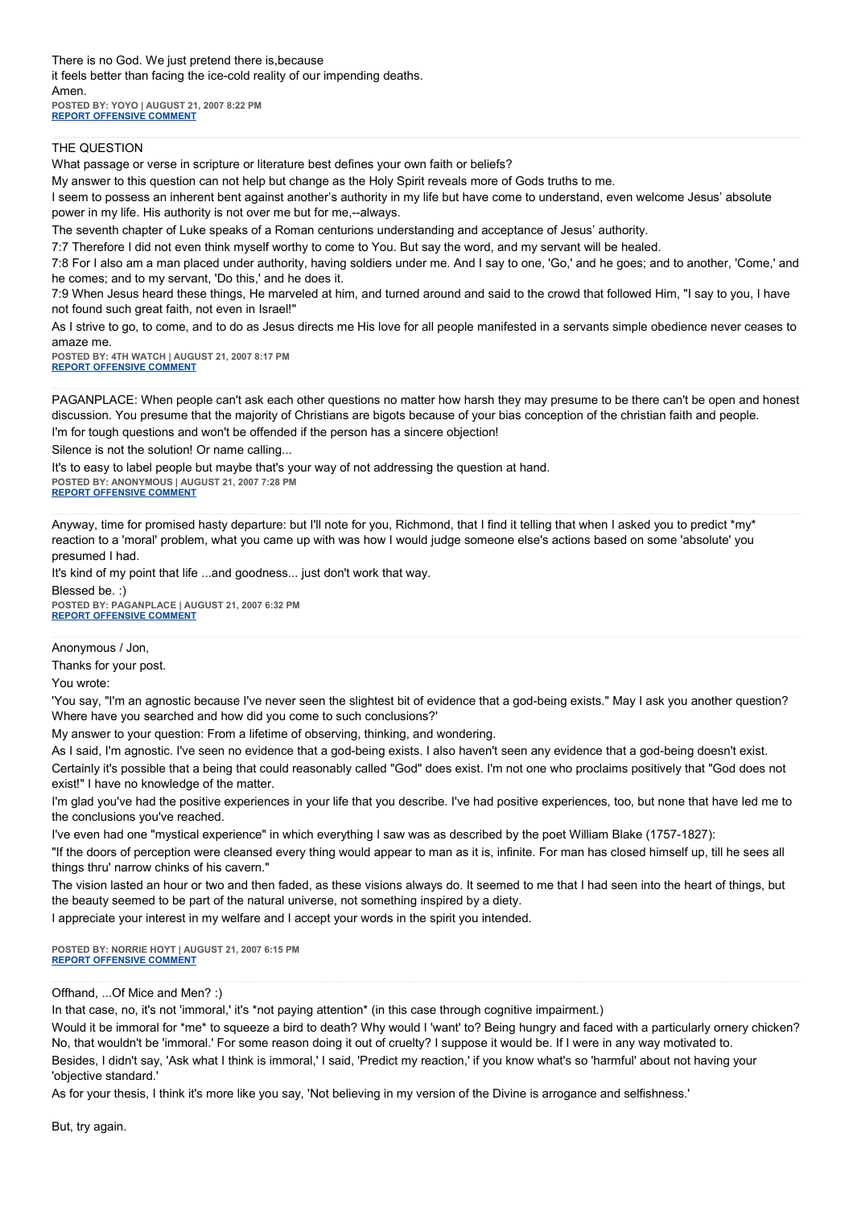There is no God. We just pretend there is,because
it feels better than facing the ice-cold reality of our impending deaths.
Amen.

**POSTED BY: YOYO | AUGUST 21, 2007 8:22 PM**
**REPORT OFFENSIVE COMMENT**

---

THE QUESTION

What passage or verse in scripture or literature best defines your own faith or beliefs?

My answer to this question can not help but change as the Holy Spirit reveals more of Gods truths to me.

I seem to possess an inherent bent against another's authority in my life but have come to understand, even welcome Jesus' absolute power in my life. His authority is not over me but for me,--always.

The seventh chapter of Luke speaks of a Roman centurions understanding and acceptance of Jesus' authority.

7:7 Therefore I did not even think myself worthy to come to You. But say the word, and my servant will be healed.

7:8 For I also am a man placed under authority, having soldiers under me. And I say to one, 'Go,' and he goes; and to another, 'Come,' and he comes; and to my servant, 'Do this,' and he does it.

7:9 When Jesus heard these things, He marveled at him, and turned around and said to the crowd that followed Him, "I say to you, I have not found such great faith, not even in Israel!"

As I strive to go, to come, and to do as Jesus directs me His love for all people manifested in a servants simple obedience never ceases to amaze me.

**POSTED BY: 4TH WATCH | AUGUST 21, 2007 8:17 PM**
**REPORT OFFENSIVE COMMENT**

---

PAGANPLACE: When people can't ask each other questions no matter how harsh they may presume to be there can't be open and honest discussion. You presume that the majority of Christians are bigots because of your bias conception of the christian faith and people.

I'm for tough questions and won't be offended if the person has a sincere objection!

Silence is not the solution! Or name calling...

It's to easy to label people but maybe that's your way of not addressing the question at hand.

**POSTED BY: ANONYMOUS | AUGUST 21, 2007 7:28 PM**
**REPORT OFFENSIVE COMMENT**

---

Anyway, time for promised hasty departure: but I'll note for you, Richmond, that I find it telling that when I asked you to predict *my* reaction to a 'moral' problem, what you came up with was how I would judge someone else's actions based on some 'absolute' you presumed I had.

It's kind of my point that life ...and goodness... just don't work that way.

Blessed be. :)

**POSTED BY: PAGANPLACE | AUGUST 21, 2007 6:32 PM**
**REPORT OFFENSIVE COMMENT**

---

Anonymous / Jon,

Thanks for your post.

You wrote:

'You say, "I'm an agnostic because I've never seen the slightest bit of evidence that a god-being exists." May I ask you another question? Where have you searched and how did you come to such conclusions?'

My answer to your question: From a lifetime of observing, thinking, and wondering.

As I said, I'm agnostic. I've seen no evidence that a god-being exists. I also haven't seen any evidence that a god-being doesn't exist.

Certainly it's possible that a being that could reasonably called "God" does exist. I'm not one who proclaims positively that "God does not exist!" I have no knowledge of the matter.

I'm glad you've had the positive experiences in your life that you describe. I've had positive experiences, too, but none that have led me to the conclusions you've reached.

I've even had one "mystical experience" in which everything I saw was as described by the poet William Blake (1757-1827):

"If the doors of perception were cleansed every thing would appear to man as it is, infinite. For man has closed himself up, till he sees all things thru' narrow chinks of his cavern."

The vision lasted an hour or two and then faded, as these visions always do. It seemed to me that I had seen into the heart of things, but the beauty seemed to be part of the natural universe, not something inspired by a diety.

I appreciate your interest in my welfare and I accept your words in the spirit you intended.

**POSTED BY: NORRIE HOYT | AUGUST 21, 2007 6:15 PM**
**REPORT OFFENSIVE COMMENT**

---

Offhand, ...Of Mice and Men? :)

In that case, no, it's not 'immoral,' it's *not paying attention* (in this case through cognitive impairment.)

Would it be immoral for *me* to squeeze a bird to death? Why would I 'want' to? Being hungry and faced with a particularly ornery chicken? No, that wouldn't be 'immoral.' For some reason doing it out of cruelty? I suppose it would be. If I were in any way motivated to.

Besides, I didn't say, 'Ask what I think is immoral,' I said, 'Predict my reaction,' if you know what's so 'harmful' about not having your 'objective standard.'

As for your thesis, I think it's more like you say, 'Not believing in my version of the Divine is arrogance and selfishness.'

But, try again.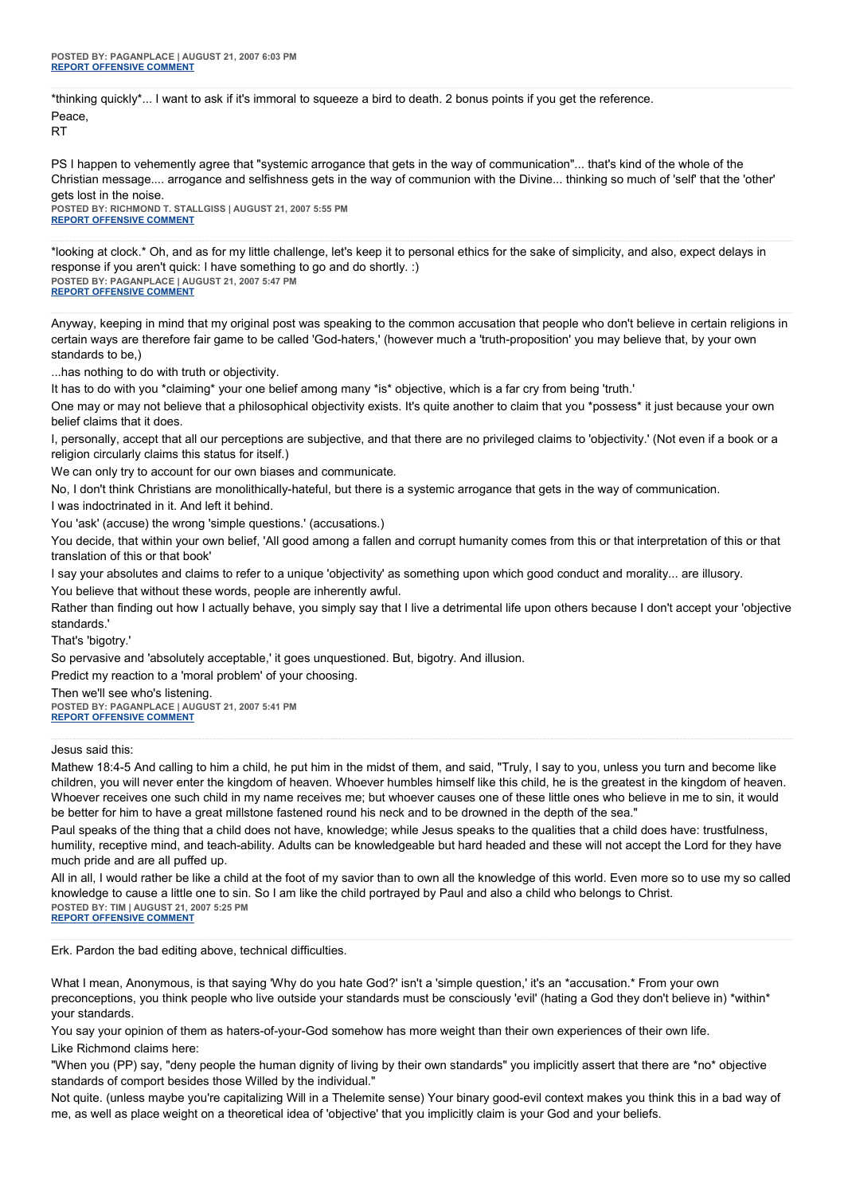**POSTED BY: PAGANPLACE | AUGUST 21, 2007 6:03 PM**
**REPORT OFFENSIVE COMMENT**

---

*thinking quickly*... I want to ask if it's immoral to squeeze a bird to death. 2 bonus points if you get the reference.

Peace,

RT

PS I happen to vehemently agree that "systemic arrogance that gets in the way of communication"... that's kind of the whole of the Christian message.... arrogance and selfishness gets in the way of communion with the Divine... thinking so much of 'self' that the 'other' gets lost in the noise.

**POSTED BY: RICHMOND T. STALLGISS | AUGUST 21, 2007 5:55 PM**
**REPORT OFFENSIVE COMMENT**

---

*looking at clock.* Oh, and as for my little challenge, let's keep it to personal ethics for the sake of simplicity, and also, expect delays in response if you aren't quick: I have something to go and do shortly. :)

**POSTED BY: PAGANPLACE | AUGUST 21, 2007 5:47 PM**
**REPORT OFFENSIVE COMMENT**

---

Anyway, keeping in mind that my original post was speaking to the common accusation that people who don't believe in certain religions in certain ways are therefore fair game to be called 'God-haters,' (however much a 'truth-proposition' you may believe that, by your own standards to be,)

...has nothing to do with truth or objectivity.

It has to do with you *claiming* your one belief among many *is* objective, which is a far cry from being 'truth.'

One may or may not believe that a philosophical objectivity exists. It's quite another to claim that you *possess* it just because your own belief claims that it does.

I, personally, accept that all our perceptions are subjective, and that there are no privileged claims to 'objectivity.' (Not even if a book or a religion circularly claims this status for itself.)

We can only try to account for our own biases and communicate.

No, I don't think Christians are monolithically-hateful, but there is a systemic arrogance that gets in the way of communication.

I was indoctrinated in it. And left it behind.

You 'ask' (accuse) the wrong 'simple questions.' (accusations.)

You decide, that within your own belief, 'All good among a fallen and corrupt humanity comes from this or that interpretation of this or that translation of this or that book'

I say your absolutes and claims to refer to a unique 'objectivity' as something upon which good conduct and morality... are illusory.

You believe that without these words, people are inherently awful.

Rather than finding out how I actually behave, you simply say that I live a detrimental life upon others because I don't accept your 'objective standards.'

That's 'bigotry.'

So pervasive and 'absolutely acceptable,' it goes unquestioned. But, bigotry. And illusion.

Predict my reaction to a 'moral problem' of your choosing.

Then we'll see who's listening.

**POSTED BY: PAGANPLACE | AUGUST 21, 2007 5:41 PM**
**REPORT OFFENSIVE COMMENT**

---

Jesus said this:

Mathew 18:4-5 And calling to him a child, he put him in the midst of them, and said, "Truly, I say to you, unless you turn and become like children, you will never enter the kingdom of heaven. Whoever humbles himself like this child, he is the greatest in the kingdom of heaven. Whoever receives one such child in my name receives me; but whoever causes one of these little ones who believe in me to sin, it would be better for him to have a great millstone fastened round his neck and to be drowned in the depth of the sea."

Paul speaks of the thing that a child does not have, knowledge; while Jesus speaks to the qualities that a child does have: trustfulness, humility, receptive mind, and teach-ability. Adults can be knowledgeable but hard headed and these will not accept the Lord for they have much pride and are all puffed up.

All in all, I would rather be like a child at the foot of my savior than to own all the knowledge of this world. Even more so to use my so called knowledge to cause a little one to sin. So I am like the child portrayed by Paul and also a child who belongs to Christ.

**POSTED BY: TIM | AUGUST 21, 2007 5:25 PM**
**REPORT OFFENSIVE COMMENT**

---

Erk. Pardon the bad editing above, technical difficulties.

What I mean, Anonymous, is that saying 'Why do you hate God?' isn't a 'simple question,' it's an *accusation.* From your own preconceptions, you think people who live outside your standards must be consciously 'evil' (hating a God they don't believe in) *within* your standards.

You say your opinion of them as haters-of-your-God somehow has more weight than their own experiences of their own life.

Like Richmond claims here:

"When you (PP) say, "deny people the human dignity of living by their own standards" you implicitly assert that there are *no* objective standards of comport besides those Willed by the individual."

Not quite. (unless maybe you're capitalizing Will in a Thelemite sense) Your binary good-evil context makes you think this in a bad way of me, as well as place weight on a theoretical idea of 'objective' that you implicitly claim is your God and your beliefs.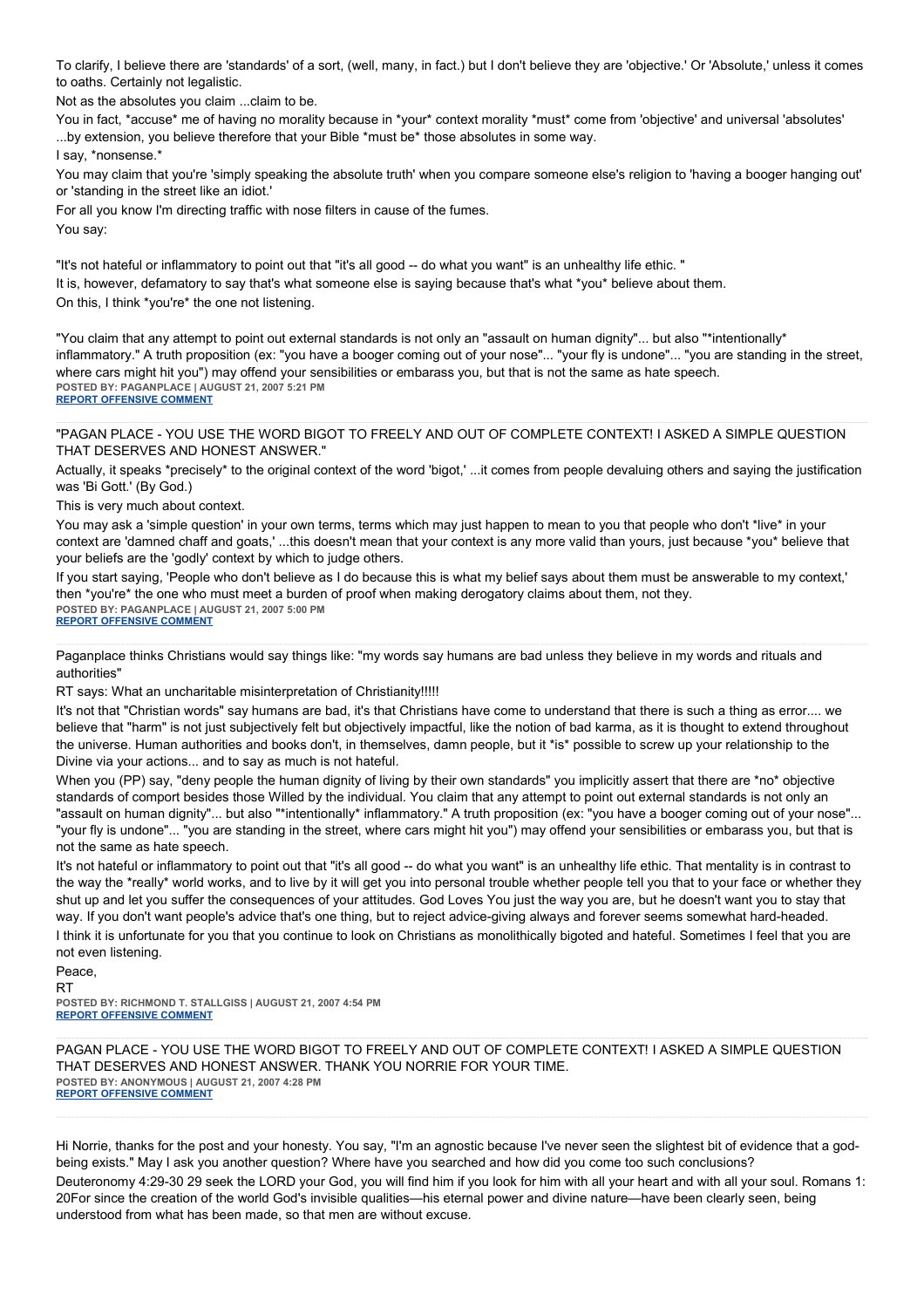To clarify, I believe there are 'standards' of a sort, (well, many, in fact.) but I don't believe they are 'objective.' Or 'Absolute,' unless it comes to oaths. Certainly not legalistic.

Not as the absolutes you claim ...claim to be.

You in fact, *accuse* me of having no morality because in *your* context morality *must* come from 'objective' and universal 'absolutes' ...by extension, you believe therefore that your Bible *must be* those absolutes in some way.

I say, *nonsense.*

You may claim that you're 'simply speaking the absolute truth' when you compare someone else's religion to 'having a booger hanging out' or 'standing in the street like an idiot.'

For all you know I'm directing traffic with nose filters in cause of the fumes.

You say:

"It's not hateful or inflammatory to point out that "it's all good -- do what you want" is an unhealthy life ethic. "

It is, however, defamatory to say that's what someone else is saying because that's what *you* believe about them.

On this, I think *you're* the one not listening.

"You claim that any attempt to point out external standards is not only an "assault on human dignity"... but also "*intentionally* inflammatory." A truth proposition (ex: "you have a booger coming out of your nose"... "your fly is undone"... "you are standing in the street, where cars might hit you") may offend your sensibilities or embarass you, but that is not the same as hate speech.

**POSTED BY: PAGANPLACE | AUGUST 21, 2007 5:21 PM**
**REPORT OFFENSIVE COMMENT**

---

"PAGAN PLACE - YOU USE THE WORD BIGOT TO FREELY AND OUT OF COMPLETE CONTEXT! I ASKED A SIMPLE QUESTION THAT DESERVES AND HONEST ANSWER."

Actually, it speaks *precisely* to the original context of the word 'bigot,' ...it comes from people devaluing others and saying the justification was 'Bi Gott.' (By God.)

This is very much about context.

You may ask a 'simple question' in your own terms, terms which may just happen to mean to you that people who don't *live* in your context are 'damned chaff and goats,' ...this doesn't mean that your context is any more valid than yours, just because *you* believe that your beliefs are the 'godly' context by which to judge others.

If you start saying, 'People who don't believe as I do because this is what my belief says about them must be answerable to my context,' then *you're* the one who must meet a burden of proof when making derogatory claims about them, not they.

**POSTED BY: PAGANPLACE | AUGUST 21, 2007 5:00 PM**
**REPORT OFFENSIVE COMMENT**

---

Paganplace thinks Christians would say things like: "my words say humans are bad unless they believe in my words and rituals and authorities"

RT says: What an uncharitable misinterpretation of Christianity!!!!!

It's not that "Christian words" say humans are bad, it's that Christians have come to understand that there is such a thing as error.... we believe that "harm" is not just subjectively felt but objectively impactful, like the notion of bad karma, as it is thought to extend throughout the universe. Human authorities and books don't, in themselves, damn people, but it *is* possible to screw up your relationship to the Divine via your actions... and to say as much is not hateful.

When you (PP) say, "deny people the human dignity of living by their own standards" you implicitly assert that there are *no* objective standards of comport besides those Willed by the individual. You claim that any attempt to point out external standards is not only an "assault on human dignity"... but also "*intentionally* inflammatory." A truth proposition (ex: "you have a booger coming out of your nose"... "your fly is undone"... "you are standing in the street, where cars might hit you") may offend your sensibilities or embarass you, but that is not the same as hate speech.

It's not hateful or inflammatory to point out that "it's all good -- do what you want" is an unhealthy life ethic. That mentality is in contrast to the way the *really* world works, and to live by it will get you into personal trouble whether people tell you that to your face or whether they shut up and let you suffer the consequences of your attitudes. God Loves You just the way you are, but he doesn't want you to stay that way. If you don't want people's advice that's one thing, but to reject advice-giving always and forever seems somewhat hard-headed.

I think it is unfortunate for you that you continue to look on Christians as monolithically bigoted and hateful. Sometimes I feel that you are not even listening.

Peace,
RT

**POSTED BY: RICHMOND T. STALLGISS | AUGUST 21, 2007 4:54 PM**
**REPORT OFFENSIVE COMMENT**

---

PAGAN PLACE - YOU USE THE WORD BIGOT TO FREELY AND OUT OF COMPLETE CONTEXT! I ASKED A SIMPLE QUESTION THAT DESERVES AND HONEST ANSWER. THANK YOU NORRIE FOR YOUR TIME.

**POSTED BY: ANONYMOUS | AUGUST 21, 2007 4:28 PM**
**REPORT OFFENSIVE COMMENT**

---

Hi Norrie, thanks for the post and your honesty. You say, "I'm an agnostic because I've never seen the slightest bit of evidence that a god-being exists." May I ask you another question? Where have you searched and how did you come too such conclusions?

Deuteronomy 4:29-30 29 seek the LORD your God, you will find him if you look for him with all your heart and with all your soul. Romans 1: 20For since the creation of the world God's invisible qualities—his eternal power and divine nature—have been clearly seen, being understood from what has been made, so that men are without excuse.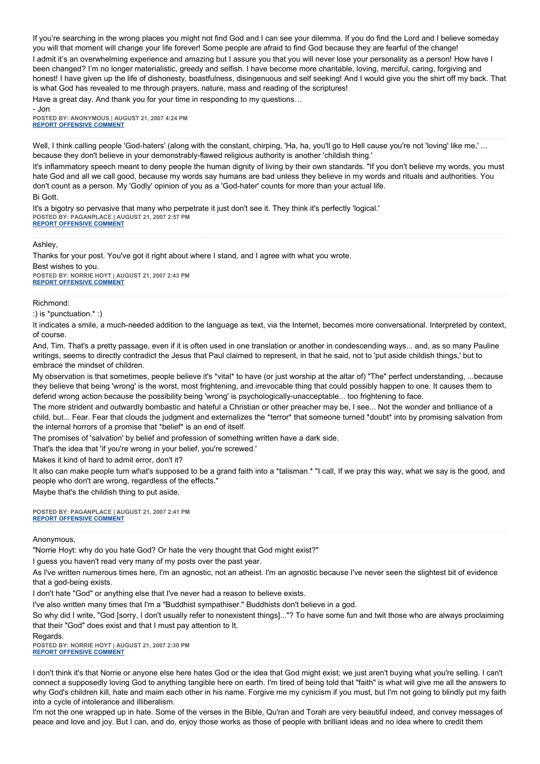If you're searching in the wrong places you might not find God and I can see your dilemma. If you do find the Lord and I believe someday you will that moment will change your life forever! Some people are afraid to find God because they are fearful of the change!

I admit it's an overwhelming experience and amazing but I assure you that you will never lose your personality as a person! How have I been changed? I'm no longer materialistic, greedy and selfish. I have become more charitable, loving, merciful, caring, forgiving and honest! I have given up the life of dishonesty, boastfulness, disingenuous and self seeking! And I would give you the shirt off my back. That is what God has revealed to me through prayers, nature, mass and reading of the scriptures!

Have a great day. And thank you for your time in responding to my questions…

- Jon

**POSTED BY: ANONYMOUS | AUGUST 21, 2007 4:24 PM**
**REPORT OFFENSIVE COMMENT**

---

Well, I think calling people 'God-haters' (along with the constant, chirping, 'Ha, ha, you'll go to Hell cause you're not 'loving' like me,' ... because they don't believe in your demonstrably-flawed religious authority is another 'childish thing.'

It's inflammatory speech meant to deny people the human dignity of living by their own standards. "If you don't believe my words, you must hate God and all we call good, because my words say humans are bad unless they believe in my words and rituals and authorities. You don't count as a person. My 'Godly' opinion of you as a 'God-hater' counts for more than your actual life.

Bi Gott.

It's a bigotry so pervasive that many who perpetrate it just don't see it. They think it's perfectly 'logical.'

**POSTED BY: PAGANPLACE | AUGUST 21, 2007 2:57 PM**
**REPORT OFFENSIVE COMMENT**

---

Ashley,

Thanks for your post. You've got it right about where I stand, and I agree with what you wrote.

Best wishes to you.

**POSTED BY: NORRIE HOYT | AUGUST 21, 2007 2:43 PM**
**REPORT OFFENSIVE COMMENT**

---

Richmond:

:) is *punctuation.* :)

It indicates a smile, a much-needed addition to the language as text, via the Internet, becomes more conversational. Interpreted by context, of course.

And, Tim. That's a pretty passage, even if it is often used in one translation or another in condescending ways... and, as so many Pauline writings, seems to directly contradict the Jesus that Paul claimed to represent, in that he said, not to 'put aside childish things,' but to embrace the mindset of children.

My observation is that sometimes, people believe it's *vital* to have (or just worship at the altar of) "The" perfect understanding, ...because they believe that being 'wrong' is the worst, most frightening, and irrevocable thing that could possibly happen to one. It causes them to defend wrong action because the possibility being 'wrong' is psychologically-unacceptable... too frightening to face.

The more strident and outwardly bombastic and hateful a Christian or other preacher may be, I see... Not the wonder and brilliance of a child, but... Fear. Fear that clouds the judgment and externalizes the *terror* that someone turned *doubt* into by promising salvation from the internal horrors of a promise that *belief* is an end of itself.

The promises of 'salvation' by belief and profession of something written have a dark side.

That's the idea that 'if you're wrong in your belief, you're screwed.'

Makes it kind of hard to admit error, don't it?

It also can make people turn what's supposed to be a grand faith into a *talisman.* "I call, If we pray this way, what we say is the good, and people who don't are wrong, regardless of the effects."

Maybe that's the childish thing to put aside.

**POSTED BY: PAGANPLACE | AUGUST 21, 2007 2:41 PM**
**REPORT OFFENSIVE COMMENT**

---

Anonymous,

"Norrie Hoyt: why do you hate God? Or hate the very thought that God might exist?"

I guess you haven't read very many of my posts over the past year.

As I've written numerous times here, I'm an agnostic, not an atheist. I'm an agnostic because I've never seen the slightest bit of evidence that a god-being exists.

I don't hate "God" or anything else that I've never had a reason to believe exists.

I've also written many times that I'm a "Buddhist sympathiser." Buddhists don't believe in a god.

So why did I write, "God [sorry, I don't usually refer to nonexistent things]..."? To have some fun and twit those who are always proclaiming that their "God" does exist and that I must pay attention to It.

Regards.

**POSTED BY: NORRIE HOYT | AUGUST 21, 2007 2:30 PM**
**REPORT OFFENSIVE COMMENT**

---

I don't think it's that Norrie or anyone else here hates God or the idea that God might exist; we just aren't buying what you're selling. I can't connect a supposedly loving God to anything tangible here on earth. I'm tired of being told that "faith" is what will give me all the answers to why God's children kill, hate and maim each other in his name. Forgive me my cynicism if you must, but I'm not going to blindly put my faith into a cycle of intolerance and illiberalism.

I'm not the one wrapped up in hate. Some of the verses in the Bible, Qu'ran and Torah are very beautiful indeed, and convey messages of peace and love and joy. But I can, and do, enjoy those works as those of people with brilliant ideas and no idea where to credit them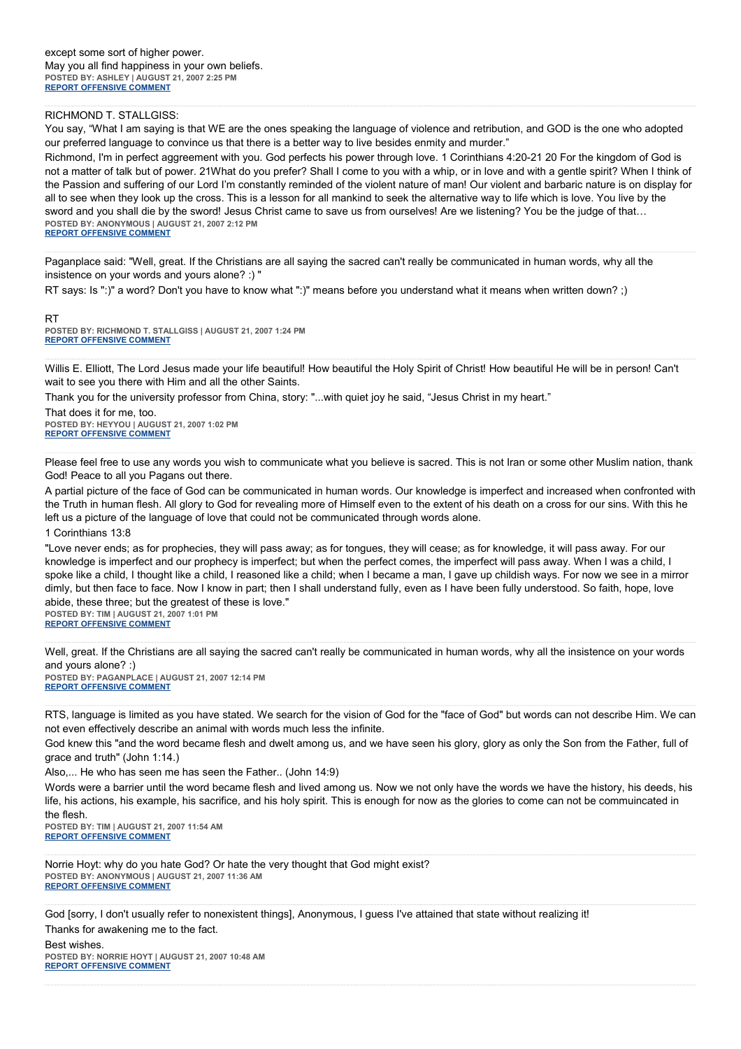except some sort of higher power.
May you all find happiness in your own beliefs.
**POSTED BY: ASHLEY | AUGUST 21, 2007 2:25 PM**
**REPORT OFFENSIVE COMMENT**

---

RICHMOND T. STALLGISS:

You say, "What I am saying is that WE are the ones speaking the language of violence and retribution, and GOD is the one who adopted our preferred language to convince us that there is a better way to live besides enmity and murder."

Richmond, I'm in perfect aggreement with you. God perfects his power through love. 1 Corinthians 4:20-21 20 For the kingdom of God is not a matter of talk but of power. 21What do you prefer? Shall I come to you with a whip, or in love and with a gentle spirit? When I think of the Passion and suffering of our Lord I'm constantly reminded of the violent nature of man! Our violent and barbaric nature is on display for all to see when they look up the cross. This is a lesson for all mankind to seek the alternative way to life which is love. You live by the sword and you shall die by the sword! Jesus Christ came to save us from ourselves! Are we listening? You be the judge of that…
**POSTED BY: ANONYMOUS | AUGUST 21, 2007 2:12 PM**
**REPORT OFFENSIVE COMMENT**

---

Paganplace said: "Well, great. If the Christians are all saying the sacred can't really be communicated in human words, why all the insistence on your words and yours alone? :) "

RT says: Is ":)" a word? Don't you have to know what ":)" means before you understand what it means when written down? ;)

RT
**POSTED BY: RICHMOND T. STALLGISS | AUGUST 21, 2007 1:24 PM**
**REPORT OFFENSIVE COMMENT**

---

Willis E. Elliott, The Lord Jesus made your life beautiful! How beautiful the Holy Spirit of Christ! How beautiful He will be in person! Can't wait to see you there with Him and all the other Saints.

Thank you for the university professor from China, story: "...with quiet joy he said, "Jesus Christ in my heart."

That does it for me, too.
**POSTED BY: HEYYOU | AUGUST 21, 2007 1:02 PM**
**REPORT OFFENSIVE COMMENT**

---

Please feel free to use any words you wish to communicate what you believe is sacred. This is not Iran or some other Muslim nation, thank God! Peace to all you Pagans out there.

A partial picture of the face of God can be communicated in human words. Our knowledge is imperfect and increased when confronted with the Truth in human flesh. All glory to God for revealing more of Himself even to the extent of his death on a cross for our sins. With this he left us a picture of the language of love that could not be communicated through words alone.

1 Corinthians 13:8

"Love never ends; as for prophecies, they will pass away; as for tongues, they will cease; as for knowledge, it will pass away. For our knowledge is imperfect and our prophecy is imperfect; but when the perfect comes, the imperfect will pass away. When I was a child, I spoke like a child, I thought like a child, I reasoned like a child; when I became a man, I gave up childish ways. For now we see in a mirror dimly, but then face to face. Now I know in part; then I shall understand fully, even as I have been fully understood. So faith, hope, love abide, these three; but the greatest of these is love."
**POSTED BY: TIM | AUGUST 21, 2007 1:01 PM**
**REPORT OFFENSIVE COMMENT**

---

Well, great. If the Christians are all saying the sacred can't really be communicated in human words, why all the insistence on your words and yours alone? :)
**POSTED BY: PAGANPLACE | AUGUST 21, 2007 12:14 PM**
**REPORT OFFENSIVE COMMENT**

---

RTS, language is limited as you have stated. We search for the vision of God for the "face of God" but words can not describe Him. We can not even effectively describe an animal with words much less the infinite.

God knew this "and the word became flesh and dwelt among us, and we have seen his glory, glory as only the Son from the Father, full of grace and truth" (John 1:14.)

Also,... He who has seen me has seen the Father.. (John 14:9)

Words were a barrier until the word became flesh and lived among us. Now we not only have the words we have the history, his deeds, his life, his actions, his example, his sacrifice, and his holy spirit. This is enough for now as the glories to come can not be commuincated in the flesh.
**POSTED BY: TIM | AUGUST 21, 2007 11:54 AM**
**REPORT OFFENSIVE COMMENT**

---

Norrie Hoyt: why do you hate God? Or hate the very thought that God might exist?
**POSTED BY: ANONYMOUS | AUGUST 21, 2007 11:36 AM**
**REPORT OFFENSIVE COMMENT**

---

God [sorry, I don't usually refer to nonexistent things], Anonymous, I guess I've attained that state without realizing it!

Thanks for awakening me to the fact.

Best wishes.
**POSTED BY: NORRIE HOYT | AUGUST 21, 2007 10:48 AM**
**REPORT OFFENSIVE COMMENT**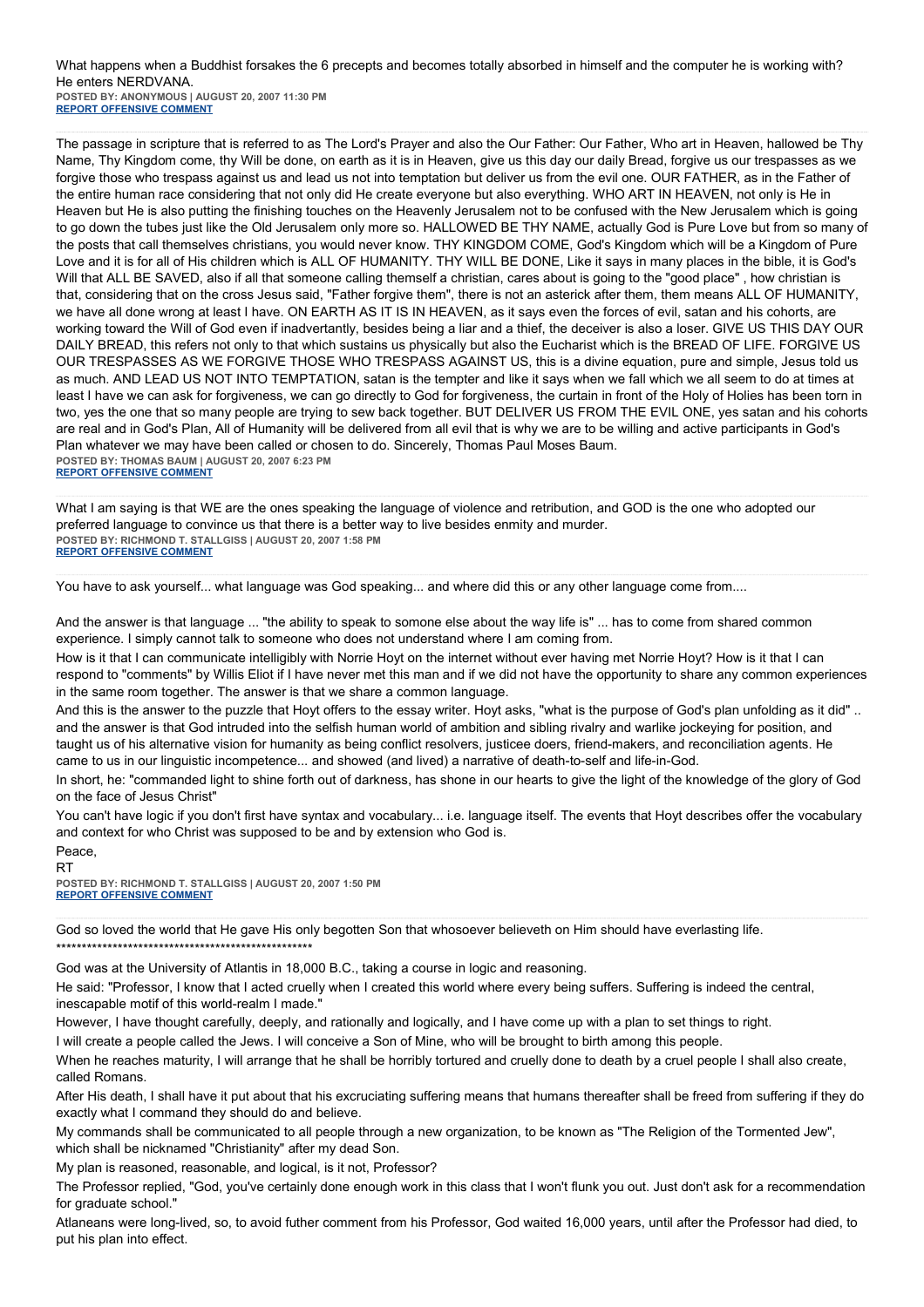What happens when a Buddhist forsakes the 6 precepts and becomes totally absorbed in himself and the computer he is working with? He enters NERDVANA.

**POSTED BY: ANONYMOUS | AUGUST 20, 2007 11:30 PM**
**REPORT OFFENSIVE COMMENT**

---

The passage in scripture that is referred to as The Lord's Prayer and also the Our Father: Our Father, Who art in Heaven, hallowed be Thy Name, Thy Kingdom come, thy Will be done, on earth as it is in Heaven, give us this day our daily Bread, forgive us our trespasses as we forgive those who trespass against us and lead us not into temptation but deliver us from the evil one. OUR FATHER, as in the Father of the entire human race considering that not only did He create everyone but also everything. WHO ART IN HEAVEN, not only is He in Heaven but He is also putting the finishing touches on the Heavenly Jerusalem not to be confused with the New Jerusalem which is going to go down the tubes just like the Old Jerusalem only more so. HALLOWED BE THY NAME, actually God is Pure Love but from so many of the posts that call themselves christians, you would never know. THY KINGDOM COME, God's Kingdom which will be a Kingdom of Pure Love and it is for all of His children which is ALL OF HUMANITY. THY WILL BE DONE, Like it says in many places in the bible, it is God's Will that ALL BE SAVED, also if all that someone calling themself a christian, cares about is going to the "good place" , how christian is that, considering that on the cross Jesus said, "Father forgive them", there is not an asterick after them, them means ALL OF HUMANITY, we have all done wrong at least I have. ON EARTH AS IT IS IN HEAVEN, as it says even the forces of evil, satan and his cohorts, are working toward the Will of God even if inadvertantly, besides being a liar and a thief, the deceiver is also a loser. GIVE US THIS DAY OUR DAILY BREAD, this refers not only to that which sustains us physically but also the Eucharist which is the BREAD OF LIFE. FORGIVE US OUR TRESPASSES AS WE FORGIVE THOSE WHO TRESPASS AGAINST US, this is a divine equation, pure and simple, Jesus told us as much. AND LEAD US NOT INTO TEMPTATION, satan is the tempter and like it says when we fall which we all seem to do at times at least I have we can ask for forgiveness, we can go directly to God for forgiveness, the curtain in front of the Holy of Holies has been torn in two, yes the one that so many people are trying to sew back together. BUT DELIVER US FROM THE EVIL ONE, yes satan and his cohorts are real and in God's Plan, All of Humanity will be delivered from all evil that is why we are to be willing and active participants in God's Plan whatever we may have been called or chosen to do. Sincerely, Thomas Paul Moses Baum.

**POSTED BY: THOMAS BAUM | AUGUST 20, 2007 6:23 PM**
**REPORT OFFENSIVE COMMENT**

---

What I am saying is that WE are the ones speaking the language of violence and retribution, and GOD is the one who adopted our preferred language to convince us that there is a better way to live besides enmity and murder.

**POSTED BY: RICHMOND T. STALLGISS | AUGUST 20, 2007 1:58 PM**
**REPORT OFFENSIVE COMMENT**

---

You have to ask yourself... what language was God speaking... and where did this or any other language come from....

And the answer is that language ... "the ability to speak to somone else about the way life is" ... has to come from shared common experience. I simply cannot talk to someone who does not understand where I am coming from.

How is it that I can communicate intelligibly with Norrie Hoyt on the internet without ever having met Norrie Hoyt? How is it that I can respond to "comments" by Willis Eliot if I have never met this man and if we did not have the opportunity to share any common experiences in the same room together. The answer is that we share a common language.

And this is the answer to the puzzle that Hoyt offers to the essay writer. Hoyt asks, "what is the purpose of God's plan unfolding as it did" .. and the answer is that God intruded into the selfish human world of ambition and sibling rivalry and warlike jockeying for position, and taught us of his alternative vision for humanity as being conflict resolvers, justicee doers, friend-makers, and reconciliation agents. He came to us in our linguistic incompetence... and showed (and lived) a narrative of death-to-self and life-in-God.

In short, he: "commanded light to shine forth out of darkness, has shone in our hearts to give the light of the knowledge of the glory of God on the face of Jesus Christ"

You can't have logic if you don't first have syntax and vocabulary... i.e. language itself. The events that Hoyt describes offer the vocabulary and context for who Christ was supposed to be and by extension who God is.

Peace,
RT

**POSTED BY: RICHMOND T. STALLGISS | AUGUST 20, 2007 1:50 PM**
**REPORT OFFENSIVE COMMENT**

---

God so loved the world that He gave His only begotten Son that whosoever believeth on Him should have everlasting life.
**************************************************

God was at the University of Atlantis in 18,000 B.C., taking a course in logic and reasoning.

He said: "Professor, I know that I acted cruelly when I created this world where every being suffers. Suffering is indeed the central, inescapable motif of this world-realm I made."

However, I have thought carefully, deeply, and rationally and logically, and I have come up with a plan to set things to right.

I will create a people called the Jews. I will conceive a Son of Mine, who will be brought to birth among this people.

When he reaches maturity, I will arrange that he shall be horribly tortured and cruelly done to death by a cruel people I shall also create, called Romans.

After His death, I shall have it put about that his excruciating suffering means that humans thereafter shall be freed from suffering if they do exactly what I command they should do and believe.

My commands shall be communicated to all people through a new organization, to be known as "The Religion of the Tormented Jew", which shall be nicknamed "Christianity" after my dead Son.

My plan is reasoned, reasonable, and logical, is it not, Professor?

The Professor replied, "God, you've certainly done enough work in this class that I won't flunk you out. Just don't ask for a recommendation for graduate school."

Atlaneans were long-lived, so, to avoid futher comment from his Professor, God waited 16,000 years, until after the Professor had died, to put his plan into effect.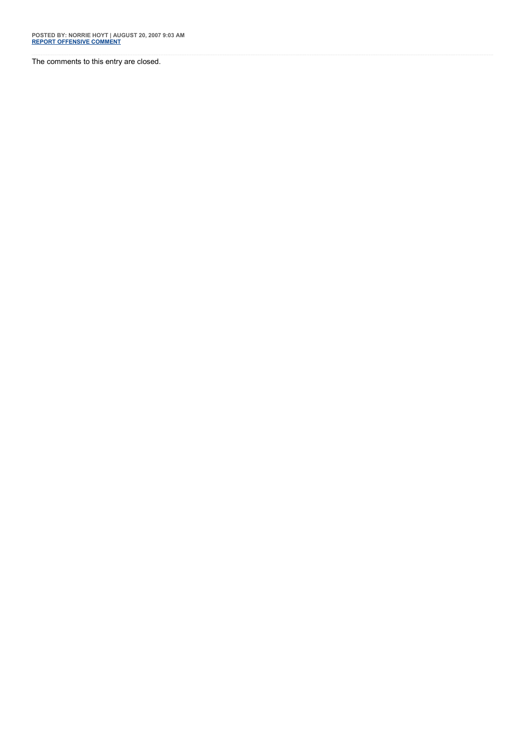**POSTED BY: NORRIE HOYT | AUGUST 20, 2007 9:03 AM**
**REPORT OFFENSIVE COMMENT**

---

The comments to this entry are closed.